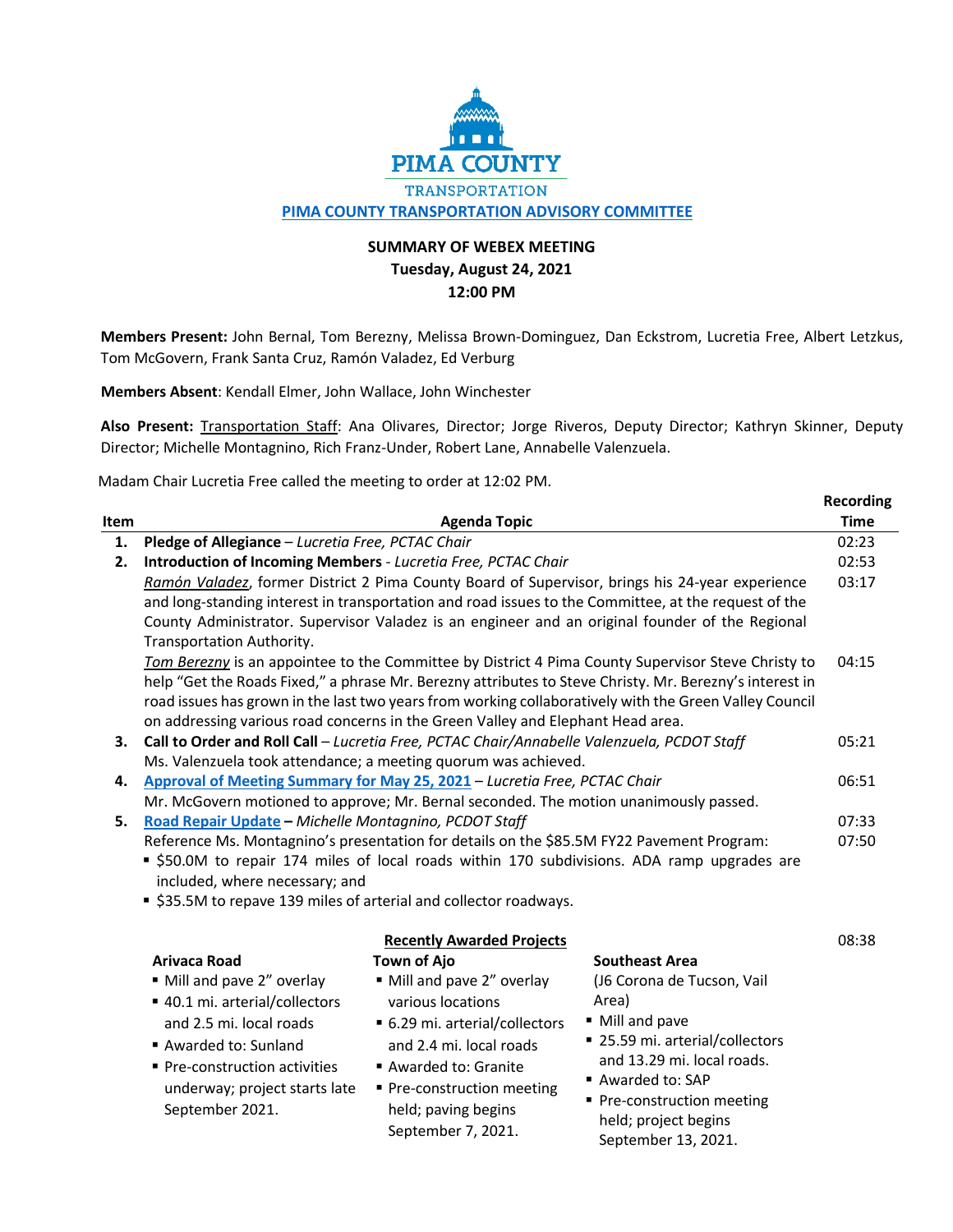PIMA COUNTY

TRANSPORTATION

**PIMA COUNTY TRANSPORTATION ADVISORY COMMITTEE**

**SUMMARY OF WEBEX MEETING**
**Tuesday, August 24, 2021**
**12:00 PM**

**Members Present:** John Bernal, Tom Berezny, Melissa Brown-Dominguez, Dan Eckstrom, Lucretia Free, Albert Letzkus, Tom McGovern, Frank Santa Cruz, Ramón Valadez, Ed Verburg

**Members Absent**: Kendall Elmer, John Wallace, John Winchester

**Also Present:** Transportation Staff: Ana Olivares, Director; Jorge Riveros, Deputy Director; Kathryn Skinner, Deputy Director; Michelle Montagnino, Rich Franz-Under, Robert Lane, Annabelle Valenzuela.

Madam Chair Lucretia Free called the meeting to order at 12:02 PM.

| Item | Agenda Topic | Recording Time |
|---|---|---|
| 1. | **Pledge of Allegiance** – *Lucretia Free, PCTAC Chair* | 02:23 |
| 2. | **Introduction of Incoming Members** - *Lucretia Free, PCTAC Chair* | 02:53 |
| | *Ramón Valadez*, former District 2 Pima County Board of Supervisor, brings his 24-year experience and long-standing interest in transportation and road issues to the Committee, at the request of the County Administrator. Supervisor Valadez is an engineer and an original founder of the Regional Transportation Authority. | 03:17 |
| | *Tom Berezny* is an appointee to the Committee by District 4 Pima County Supervisor Steve Christy to help "Get the Roads Fixed," a phrase Mr. Berezny attributes to Steve Christy. Mr. Berezny's interest in road issues has grown in the last two years from working collaboratively with the Green Valley Council on addressing various road concerns in the Green Valley and Elephant Head area. | 04:15 |
| 3. | **Call to Order and Roll Call** – *Lucretia Free, PCTAC Chair/Annabelle Valenzuela, PCDOT Staff*<br>Ms. Valenzuela took attendance; a meeting quorum was achieved. | 05:21 |
| 4. | **Approval of Meeting Summary for May 25, 2021** – *Lucretia Free, PCTAC Chair*<br>Mr. McGovern motioned to approve; Mr. Bernal seconded. The motion unanimously passed. | 06:51 |
| 5. | **Road Repair Update** – *Michelle Montagnino, PCDOT Staff* | 07:33 |
| | Reference Ms. Montagnino's presentation for details on the $85.5M FY22 Pavement Program:<br>▪ $50.0M to repair 174 miles of local roads within 170 subdivisions. ADA ramp upgrades are included, where necessary; and<br>▪ $35.5M to repave 139 miles of arterial and collector roadways. | 07:50 |

**Recently Awarded Projects** (08:38)

**Arivaca Road**
- Mill and pave 2" overlay
- 40.1 mi. arterial/collectors and 2.5 mi. local roads
- Awarded to: Sunland
- Pre-construction activities underway; project starts late September 2021.

**Town of Ajo**
- Mill and pave 2" overlay various locations
- 6.29 mi. arterial/collectors and 2.4 mi. local roads
- Awarded to: Granite
- Pre-construction meeting held; paving begins September 7, 2021.

**Southeast Area**
(J6 Corona de Tucson, Vail Area)
- Mill and pave
- 25.59 mi. arterial/collectors and 13.29 mi. local roads.
- Awarded to: SAP
- Pre-construction meeting held; project begins September 13, 2021.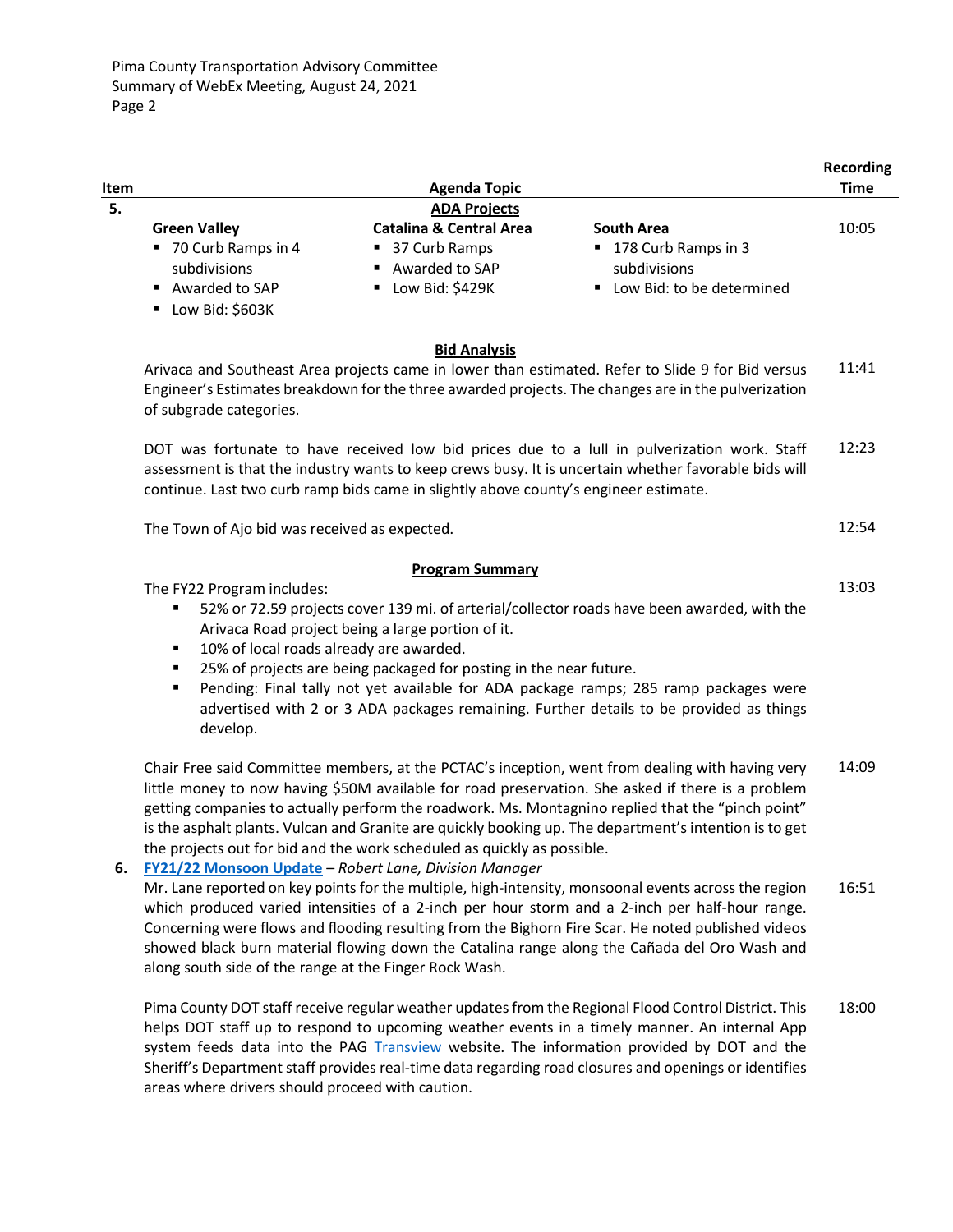| Item | Agenda Topic | Recording Time |
|---|---|---|
| 5. | **ADA Projects** | |
| | **Green Valley**<br>▪ 70 Curb Ramps in 4 subdivisions<br>▪ Awarded to SAP<br>▪ Low Bid: $603K<br><br>**Catalina & Central Area**<br>▪ 37 Curb Ramps<br>▪ Awarded to SAP<br>▪ Low Bid: $429K<br><br>**South Area**<br>▪ 178 Curb Ramps in 3 subdivisions<br>▪ Low Bid: to be determined | 10:05 |
| | **Bid Analysis** | |
| | Arivaca and Southeast Area projects came in lower than estimated. Refer to Slide 9 for Bid versus Engineer's Estimates breakdown for the three awarded projects. The changes are in the pulverization of subgrade categories. | 11:41 |
| | DOT was fortunate to have received low bid prices due to a lull in pulverization work. Staff assessment is that the industry wants to keep crews busy. It is uncertain whether favorable bids will continue. Last two curb ramp bids came in slightly above county's engineer estimate. | 12:23 |
| | The Town of Ajo bid was received as expected. | 12:54 |
| | **Program Summary** | |
| | The FY22 Program includes:<br>▪ 52% or 72.59 projects cover 139 mi. of arterial/collector roads have been awarded, with the Arivaca Road project being a large portion of it.<br>▪ 10% of local roads already are awarded.<br>▪ 25% of projects are being packaged for posting in the near future.<br>▪ Pending: Final tally not yet available for ADA package ramps; 285 ramp packages were advertised with 2 or 3 ADA packages remaining. Further details to be provided as things develop. | 13:03 |
| | Chair Free said Committee members, at the PCTAC's inception, went from dealing with having very little money to now having $50M available for road preservation. She asked if there is a problem getting companies to actually perform the roadwork. Ms. Montagnino replied that the "pinch point" is the asphalt plants. Vulcan and Granite are quickly booking up. The department's intention is to get the projects out for bid and the work scheduled as quickly as possible. | 14:09 |
| 6. | **FY21/22 Monsoon Update** – *Robert Lane, Division Manager* | |
| | Mr. Lane reported on key points for the multiple, high-intensity, monsoonal events across the region which produced varied intensities of a 2-inch per hour storm and a 2-inch per half-hour range. Concerning were flows and flooding resulting from the Bighorn Fire Scar. He noted published videos showed black burn material flowing down the Catalina range along the Cañada del Oro Wash and along south side of the range at the Finger Rock Wash. | 16:51 |
| | Pima County DOT staff receive regular weather updates from the Regional Flood Control District. This helps DOT staff up to respond to upcoming weather events in a timely manner. An internal App system feeds data into the PAG Transview website. The information provided by DOT and the Sheriff's Department staff provides real-time data regarding road closures and openings or identifies areas where drivers should proceed with caution. | 18:00 |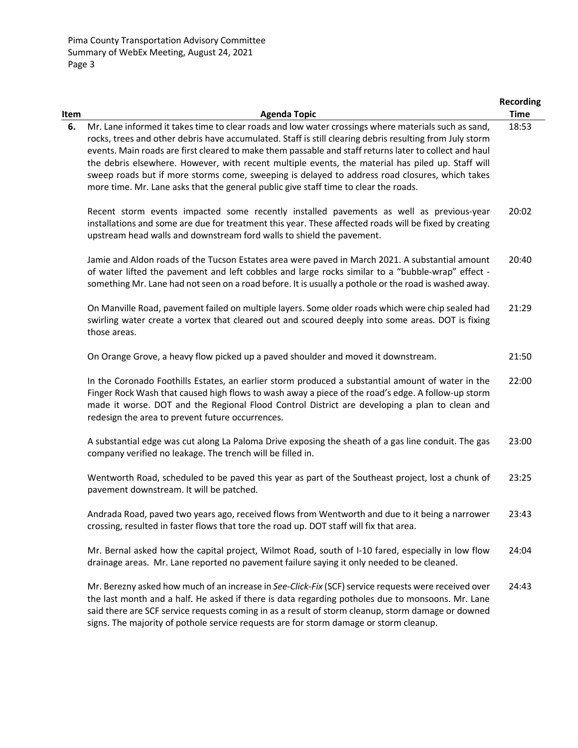| Item | Agenda Topic | Recording Time |
|---|---|---|
| 6. | Mr. Lane informed it takes time to clear roads and low water crossings where materials such as sand, rocks, trees and other debris have accumulated. Staff is still clearing debris resulting from July storm events. Main roads are first cleared to make them passable and staff returns later to collect and haul the debris elsewhere. However, with recent multiple events, the material has piled up. Staff will sweep roads but if more storms come, sweeping is delayed to address road closures, which takes more time. Mr. Lane asks that the general public give staff time to clear the roads. | 18:53 |
| | Recent storm events impacted some recently installed pavements as well as previous-year installations and some are due for treatment this year. These affected roads will be fixed by creating upstream head walls and downstream ford walls to shield the pavement. | 20:02 |
| | Jamie and Aldon roads of the Tucson Estates area were paved in March 2021. A substantial amount of water lifted the pavement and left cobbles and large rocks similar to a "bubble-wrap" effect - something Mr. Lane had not seen on a road before. It is usually a pothole or the road is washed away. | 20:40 |
| | On Manville Road, pavement failed on multiple layers. Some older roads which were chip sealed had swirling water create a vortex that cleared out and scoured deeply into some areas. DOT is fixing those areas. | 21:29 |
| | On Orange Grove, a heavy flow picked up a paved shoulder and moved it downstream. | 21:50 |
| | In the Coronado Foothills Estates, an earlier storm produced a substantial amount of water in the Finger Rock Wash that caused high flows to wash away a piece of the road's edge. A follow-up storm made it worse. DOT and the Regional Flood Control District are developing a plan to clean and redesign the area to prevent future occurrences. | 22:00 |
| | A substantial edge was cut along La Paloma Drive exposing the sheath of a gas line conduit. The gas company verified no leakage. The trench will be filled in. | 23:00 |
| | Wentworth Road, scheduled to be paved this year as part of the Southeast project, lost a chunk of pavement downstream. It will be patched. | 23:25 |
| | Andrada Road, paved two years ago, received flows from Wentworth and due to it being a narrower crossing, resulted in faster flows that tore the road up. DOT staff will fix that area. | 23:43 |
| | Mr. Bernal asked how the capital project, Wilmot Road, south of I-10 fared, especially in low flow drainage areas. Mr. Lane reported no pavement failure saying it only needed to be cleaned. | 24:04 |
| | Mr. Berezny asked how much of an increase in *See-Click-Fix* (SCF) service requests were received over the last month and a half. He asked if there is data regarding potholes due to monsoons. Mr. Lane said there are SCF service requests coming in as a result of storm cleanup, storm damage or downed signs. The majority of pothole service requests are for storm damage or storm cleanup. | 24:43 |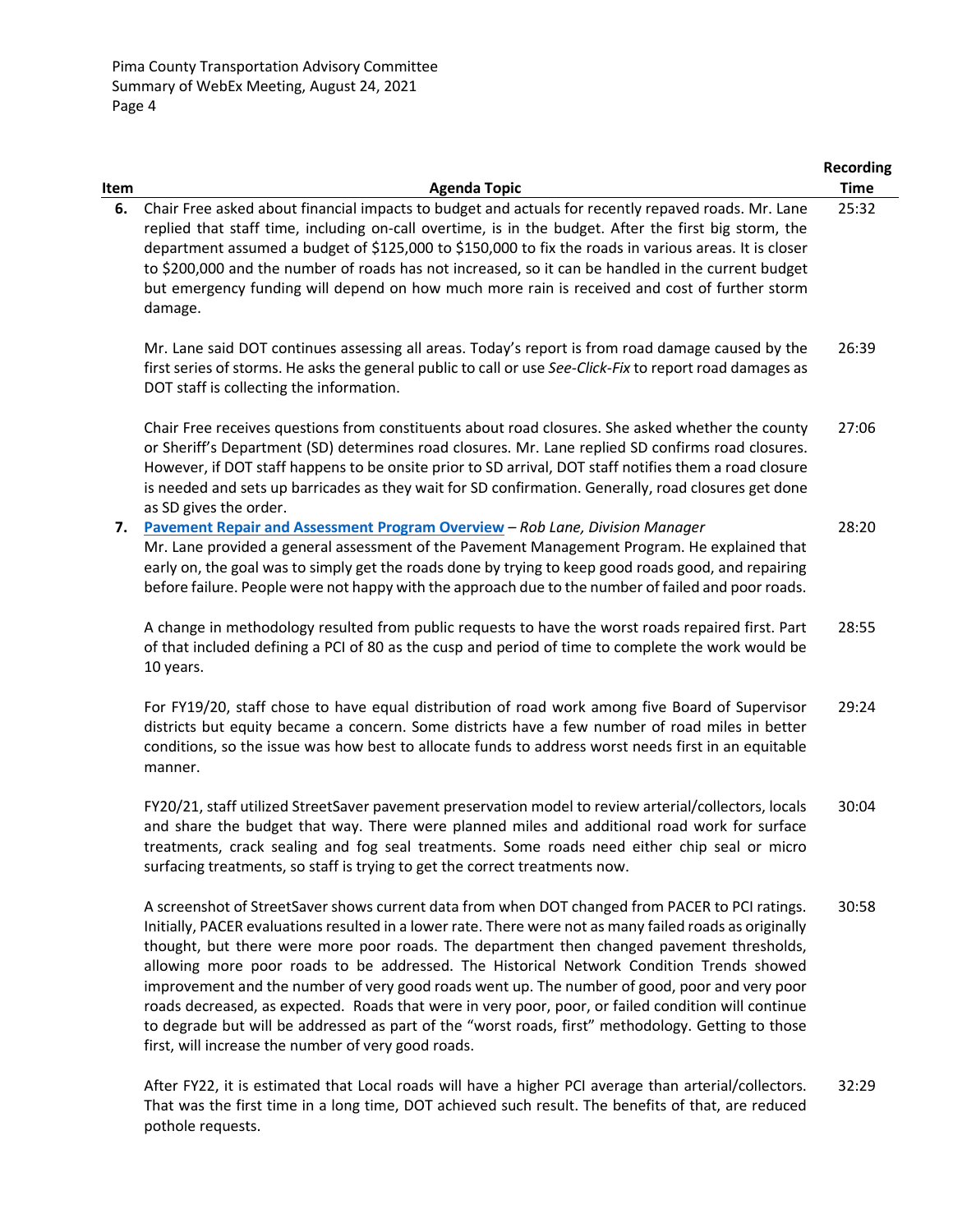| Item | Agenda Topic | Recording Time |
|---|---|---|
| 6. | Chair Free asked about financial impacts to budget and actuals for recently repaved roads. Mr. Lane replied that staff time, including on-call overtime, is in the budget. After the first big storm, the department assumed a budget of $125,000 to $150,000 to fix the roads in various areas. It is closer to $200,000 and the number of roads has not increased, so it can be handled in the current budget but emergency funding will depend on how much more rain is received and cost of further storm damage. | 25:32 |
| | Mr. Lane said DOT continues assessing all areas. Today's report is from road damage caused by the first series of storms. He asks the general public to call or use *See-Click-Fix* to report road damages as DOT staff is collecting the information. | 26:39 |
| | Chair Free receives questions from constituents about road closures. She asked whether the county or Sheriff's Department (SD) determines road closures. Mr. Lane replied SD confirms road closures. However, if DOT staff happens to be onsite prior to SD arrival, DOT staff notifies them a road closure is needed and sets up barricades as they wait for SD confirmation. Generally, road closures get done as SD gives the order. | 27:06 |
| 7. | **Pavement Repair and Assessment Program Overview** – *Rob Lane, Division Manager* Mr. Lane provided a general assessment of the Pavement Management Program. He explained that early on, the goal was to simply get the roads done by trying to keep good roads good, and repairing before failure. People were not happy with the approach due to the number of failed and poor roads. | 28:20 |
| | A change in methodology resulted from public requests to have the worst roads repaired first. Part of that included defining a PCI of 80 as the cusp and period of time to complete the work would be 10 years. | 28:55 |
| | For FY19/20, staff chose to have equal distribution of road work among five Board of Supervisor districts but equity became a concern. Some districts have a few number of road miles in better conditions, so the issue was how best to allocate funds to address worst needs first in an equitable manner. | 29:24 |
| | FY20/21, staff utilized StreetSaver pavement preservation model to review arterial/collectors, locals and share the budget that way. There were planned miles and additional road work for surface treatments, crack sealing and fog seal treatments. Some roads need either chip seal or micro surfacing treatments, so staff is trying to get the correct treatments now. | 30:04 |
| | A screenshot of StreetSaver shows current data from when DOT changed from PACER to PCI ratings. Initially, PACER evaluations resulted in a lower rate. There were not as many failed roads as originally thought, but there were more poor roads. The department then changed pavement thresholds, allowing more poor roads to be addressed. The Historical Network Condition Trends showed improvement and the number of very good roads went up. The number of good, poor and very poor roads decreased, as expected. Roads that were in very poor, poor, or failed condition will continue to degrade but will be addressed as part of the "worst roads, first" methodology. Getting to those first, will increase the number of very good roads. | 30:58 |
| | After FY22, it is estimated that Local roads will have a higher PCI average than arterial/collectors. That was the first time in a long time, DOT achieved such result. The benefits of that, are reduced pothole requests. | 32:29 |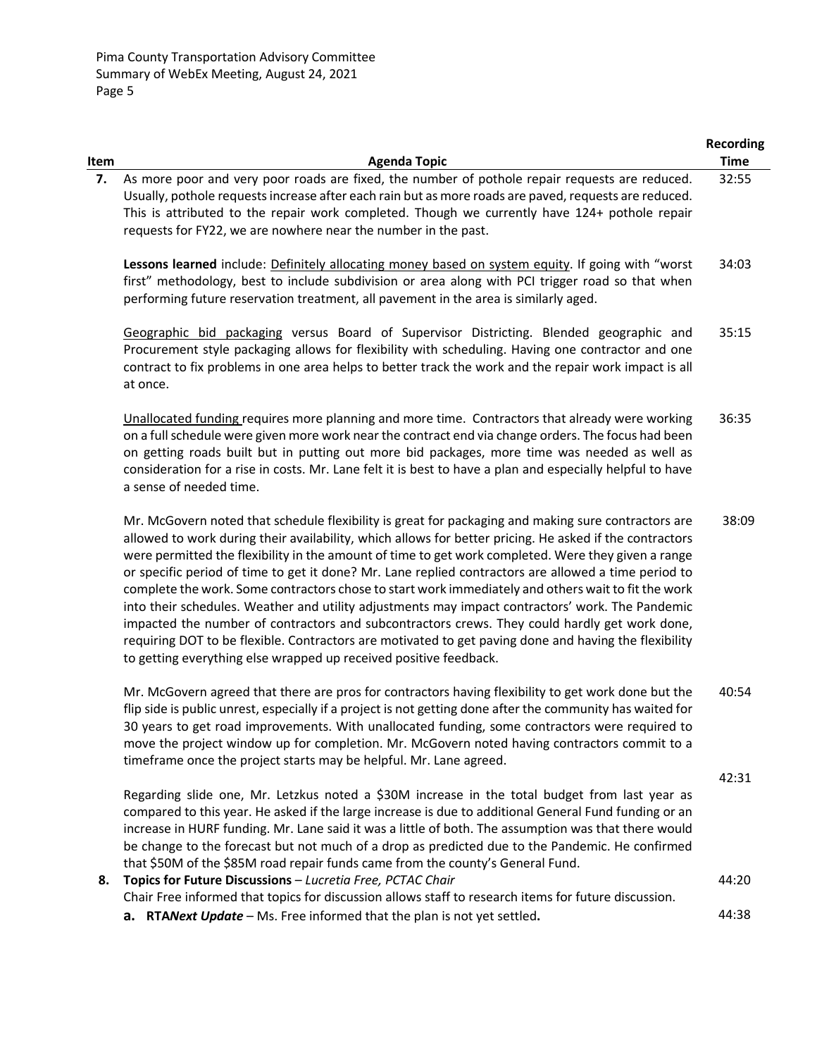| Item | Agenda Topic | Recording Time |
|---|---|---|
| **7.** | As more poor and very poor roads are fixed, the number of pothole repair requests are reduced. Usually, pothole requests increase after each rain but as more roads are paved, requests are reduced. This is attributed to the repair work completed. Though we currently have 124+ pothole repair requests for FY22, we are nowhere near the number in the past. | 32:55 |
| | **Lessons learned** include: Definitely allocating money based on system equity. If going with "worst first" methodology, best to include subdivision or area along with PCI trigger road so that when performing future reservation treatment, all pavement in the area is similarly aged. | 34:03 |
| | Geographic bid packaging versus Board of Supervisor Districting. Blended geographic and Procurement style packaging allows for flexibility with scheduling. Having one contractor and one contract to fix problems in one area helps to better track the work and the repair work impact is all at once. | 35:15 |
| | Unallocated funding requires more planning and more time. Contractors that already were working on a full schedule were given more work near the contract end via change orders. The focus had been on getting roads built but in putting out more bid packages, more time was needed as well as consideration for a rise in costs. Mr. Lane felt it is best to have a plan and especially helpful to have a sense of needed time. | 36:35 |
| | Mr. McGovern noted that schedule flexibility is great for packaging and making sure contractors are allowed to work during their availability, which allows for better pricing. He asked if the contractors were permitted the flexibility in the amount of time to get work completed. Were they given a range or specific period of time to get it done? Mr. Lane replied contractors are allowed a time period to complete the work. Some contractors chose to start work immediately and others wait to fit the work into their schedules. Weather and utility adjustments may impact contractors' work. The Pandemic impacted the number of contractors and subcontractors crews. They could hardly get work done, requiring DOT to be flexible. Contractors are motivated to get paving done and having the flexibility to getting everything else wrapped up received positive feedback. | 38:09 |
| | Mr. McGovern agreed that there are pros for contractors having flexibility to get work done but the flip side is public unrest, especially if a project is not getting done after the community has waited for 30 years to get road improvements. With unallocated funding, some contractors were required to move the project window up for completion. Mr. McGovern noted having contractors commit to a timeframe once the project starts may be helpful. Mr. Lane agreed. | 40:54 |
| | Regarding slide one, Mr. Letzkus noted a $30M increase in the total budget from last year as compared to this year. He asked if the large increase is due to additional General Fund funding or an increase in HURF funding. Mr. Lane said it was a little of both. The assumption was that there would be change to the forecast but not much of a drop as predicted due to the Pandemic. He confirmed that $50M of the $85M road repair funds came from the county's General Fund. | 42:31 |
| **8.** | **Topics for Future Discussions** – *Lucretia Free, PCTAC Chair*<br>Chair Free informed that topics for discussion allows staff to research items for future discussion. | 44:20 |
| | **a. RTA*Next Update*** – Ms. Free informed that the plan is not yet settled. | 44:38 |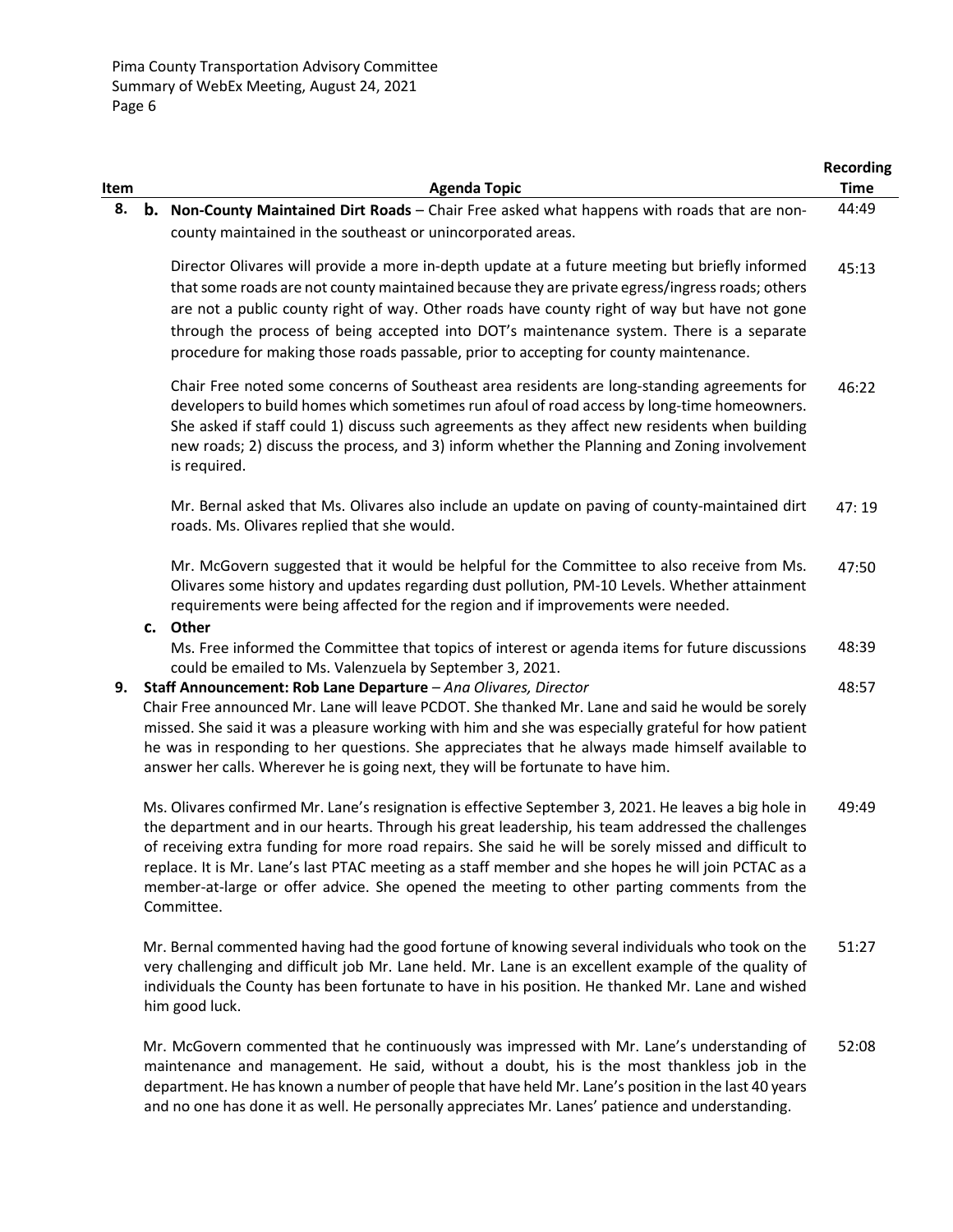| Item | Agenda Topic | Recording Time |
|---|---|---|
| 8. | **b. Non-County Maintained Dirt Roads** – Chair Free asked what happens with roads that are non-county maintained in the southeast or unincorporated areas. | 44:49 |
| | Director Olivares will provide a more in-depth update at a future meeting but briefly informed that some roads are not county maintained because they are private egress/ingress roads; others are not a public county right of way. Other roads have county right of way but have not gone through the process of being accepted into DOT's maintenance system. There is a separate procedure for making those roads passable, prior to accepting for county maintenance. | 45:13 |
| | Chair Free noted some concerns of Southeast area residents are long-standing agreements for developers to build homes which sometimes run afoul of road access by long-time homeowners. She asked if staff could 1) discuss such agreements as they affect new residents when building new roads; 2) discuss the process, and 3) inform whether the Planning and Zoning involvement is required. | 46:22 |
| | Mr. Bernal asked that Ms. Olivares also include an update on paving of county-maintained dirt roads. Ms. Olivares replied that she would. | 47: 19 |
| | Mr. McGovern suggested that it would be helpful for the Committee to also receive from Ms. Olivares some history and updates regarding dust pollution, PM-10 Levels. Whether attainment requirements were being affected for the region and if improvements were needed. | 47:50 |
| | **c. Other** | |
| | Ms. Free informed the Committee that topics of interest or agenda items for future discussions could be emailed to Ms. Valenzuela by September 3, 2021. | 48:39 |
| 9. | **Staff Announcement: Rob Lane Departure** – *Ana Olivares, Director* | 48:57 |
| | Chair Free announced Mr. Lane will leave PCDOT. She thanked Mr. Lane and said he would be sorely missed. She said it was a pleasure working with him and she was especially grateful for how patient he was in responding to her questions. She appreciates that he always made himself available to answer her calls. Wherever he is going next, they will be fortunate to have him. | |
| | Ms. Olivares confirmed Mr. Lane's resignation is effective September 3, 2021. He leaves a big hole in the department and in our hearts. Through his great leadership, his team addressed the challenges of receiving extra funding for more road repairs. She said he will be sorely missed and difficult to replace. It is Mr. Lane's last PTAC meeting as a staff member and she hopes he will join PCTAC as a member-at-large or offer advice. She opened the meeting to other parting comments from the Committee. | 49:49 |
| | Mr. Bernal commented having had the good fortune of knowing several individuals who took on the very challenging and difficult job Mr. Lane held. Mr. Lane is an excellent example of the quality of individuals the County has been fortunate to have in his position. He thanked Mr. Lane and wished him good luck. | 51:27 |
| | Mr. McGovern commented that he continuously was impressed with Mr. Lane's understanding of maintenance and management. He said, without a doubt, his is the most thankless job in the department. He has known a number of people that have held Mr. Lane's position in the last 40 years and no one has done it as well. He personally appreciates Mr. Lanes' patience and understanding. | 52:08 |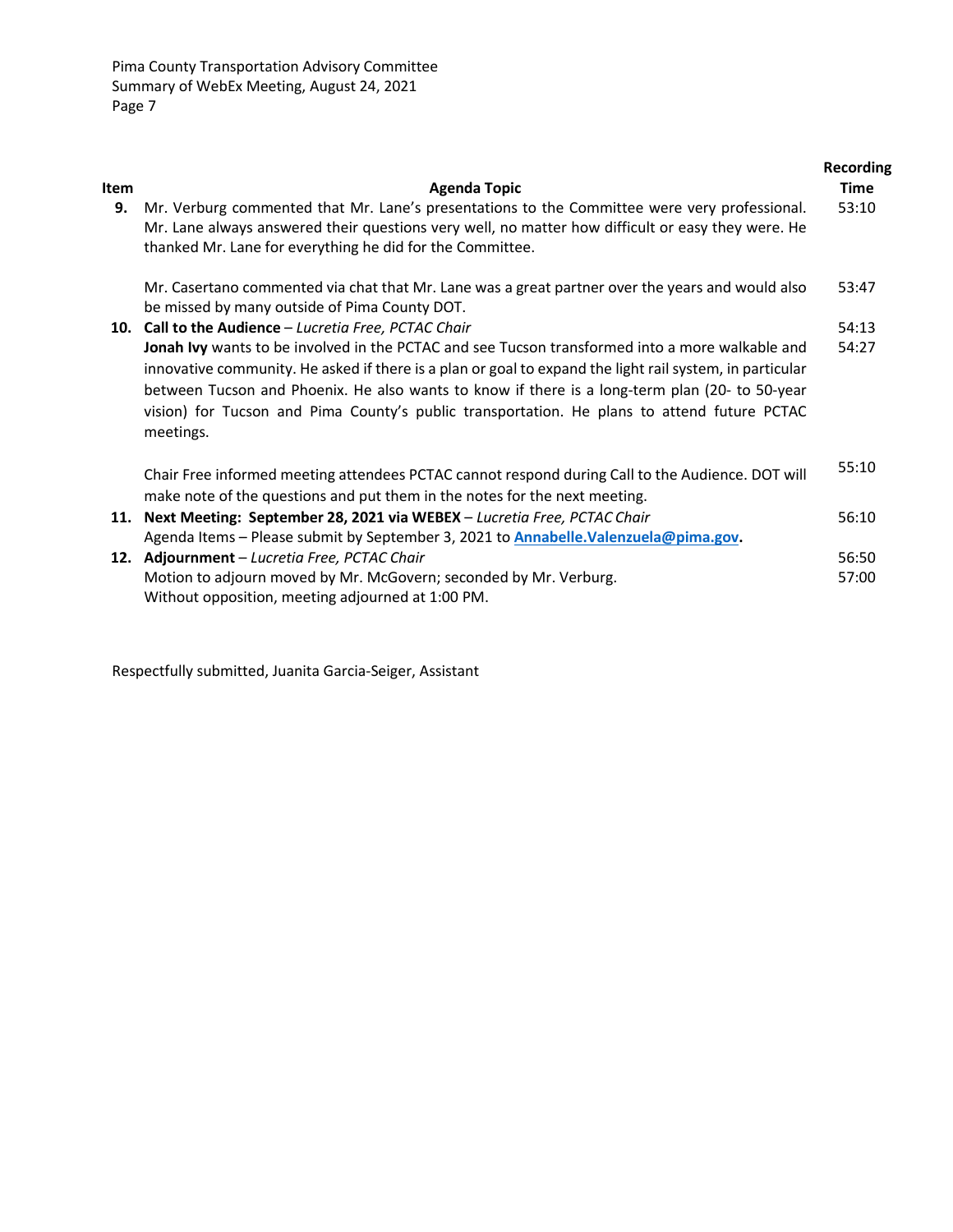| Item | Agenda Topic | Recording Time |
| --- | --- | --- |
| **9.** | Mr. Verburg commented that Mr. Lane's presentations to the Committee were very professional. Mr. Lane always answered their questions very well, no matter how difficult or easy they were. He thanked Mr. Lane for everything he did for the Committee. | 53:10 |
| | Mr. Casertano commented via chat that Mr. Lane was a great partner over the years and would also be missed by many outside of Pima County DOT. | 53:47 |
| **10.** | **Call to the Audience** – *Lucretia Free, PCTAC Chair* | 54:13 |
| | **Jonah Ivy** wants to be involved in the PCTAC and see Tucson transformed into a more walkable and innovative community. He asked if there is a plan or goal to expand the light rail system, in particular between Tucson and Phoenix. He also wants to know if there is a long-term plan (20- to 50-year vision) for Tucson and Pima County's public transportation. He plans to attend future PCTAC meetings. | 54:27 |
| | Chair Free informed meeting attendees PCTAC cannot respond during Call to the Audience. DOT will make note of the questions and put them in the notes for the next meeting. | 55:10 |
| **11.** | **Next Meeting: September 28, 2021 via WEBEX** – *Lucretia Free, PCTAC Chair* | 56:10 |
| | Agenda Items – Please submit by September 3, 2021 to **Annabelle.Valenzuela@pima.gov.** | |
| **12.** | **Adjournment** – *Lucretia Free, PCTAC Chair* | 56:50 |
| | Motion to adjourn moved by Mr. McGovern; seconded by Mr. Verburg. Without opposition, meeting adjourned at 1:00 PM. | 57:00 |

Respectfully submitted, Juanita Garcia-Seiger, Assistant